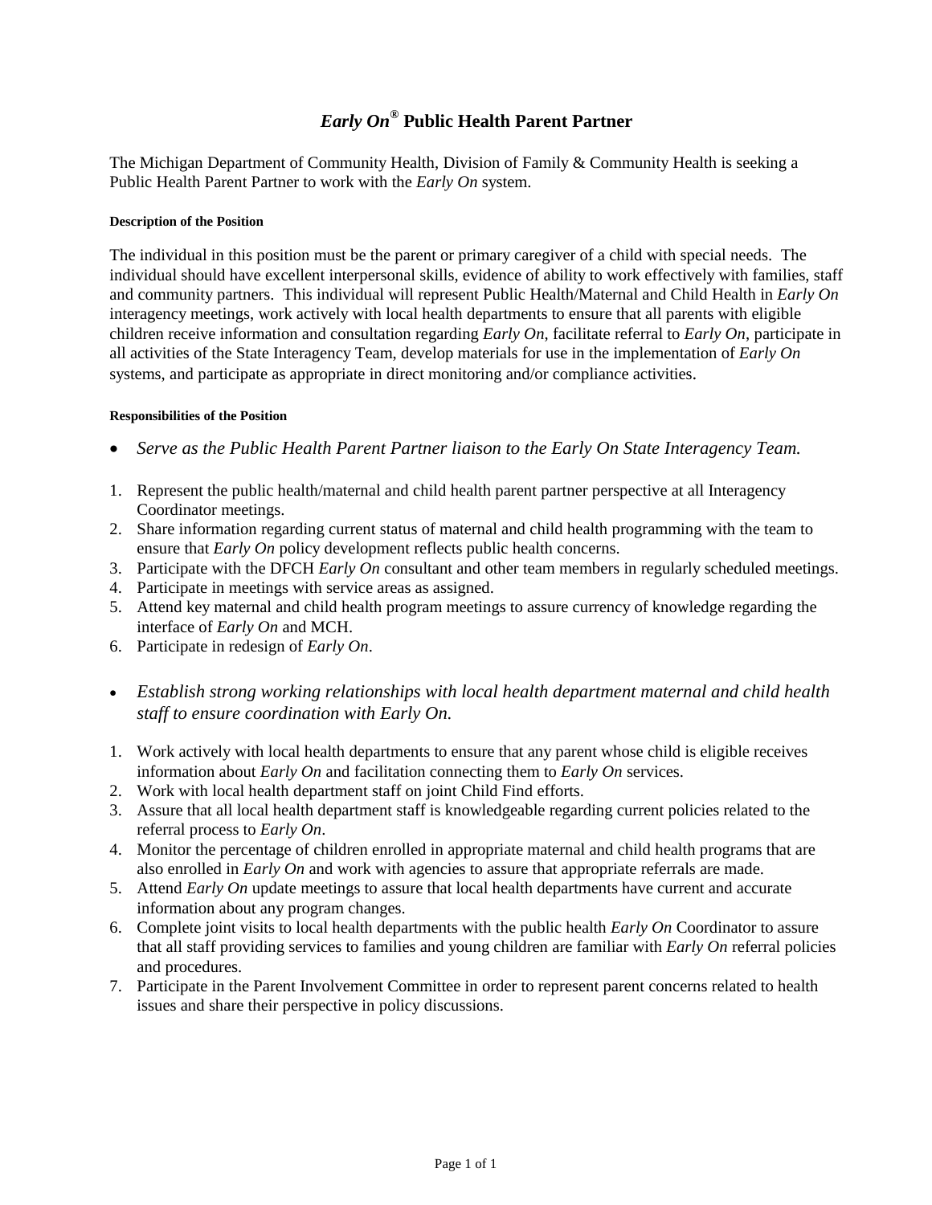# *Early On*® Public Health Parent Partner

The Michigan Department of Community Health, Division of Family & Community Health is seeking a Public Health Parent Partner to work with the *Early On* system.

#### Description of the Position

The individual in this position must be the parent or primary caregiver of a child with special needs. The individual should have excellent interpersonal skills, evidence of ability to work effectively with families, staff and community partners. This individual will represent Public Health/Maternal and Child Health in *Early On* interagency meetings, work actively with local health departments to ensure that all parents with eligible children receive information and consultation regarding *Early On*, facilitate referral to *Early On*, participate in all activities of the State Interagency Team, develop materials for use in the implementation of *Early On* systems, and participate as appropriate in direct monitoring and/or compliance activities.

#### Responsibilities of the Position

- *Serve as the Public Health Parent Partner liaison to the Early On State Interagency Team.*

1. Represent the public health/maternal and child health parent partner perspective at all Interagency Coordinator meetings.
2. Share information regarding current status of maternal and child health programming with the team to ensure that *Early On* policy development reflects public health concerns.
3. Participate with the DFCH *Early On* consultant and other team members in regularly scheduled meetings.
4. Participate in meetings with service areas as assigned.
5. Attend key maternal and child health program meetings to assure currency of knowledge regarding the interface of *Early On* and MCH.
6. Participate in redesign of *Early On*.

- *Establish strong working relationships with local health department maternal and child health staff to ensure coordination with Early On.*

1. Work actively with local health departments to ensure that any parent whose child is eligible receives information about *Early On* and facilitation connecting them to *Early On* services.
2. Work with local health department staff on joint Child Find efforts.
3. Assure that all local health department staff is knowledgeable regarding current policies related to the referral process to *Early On*.
4. Monitor the percentage of children enrolled in appropriate maternal and child health programs that are also enrolled in *Early On* and work with agencies to assure that appropriate referrals are made.
5. Attend *Early On* update meetings to assure that local health departments have current and accurate information about any program changes.
6. Complete joint visits to local health departments with the public health *Early On* Coordinator to assure that all staff providing services to families and young children are familiar with *Early On* referral policies and procedures.
7. Participate in the Parent Involvement Committee in order to represent parent concerns related to health issues and share their perspective in policy discussions.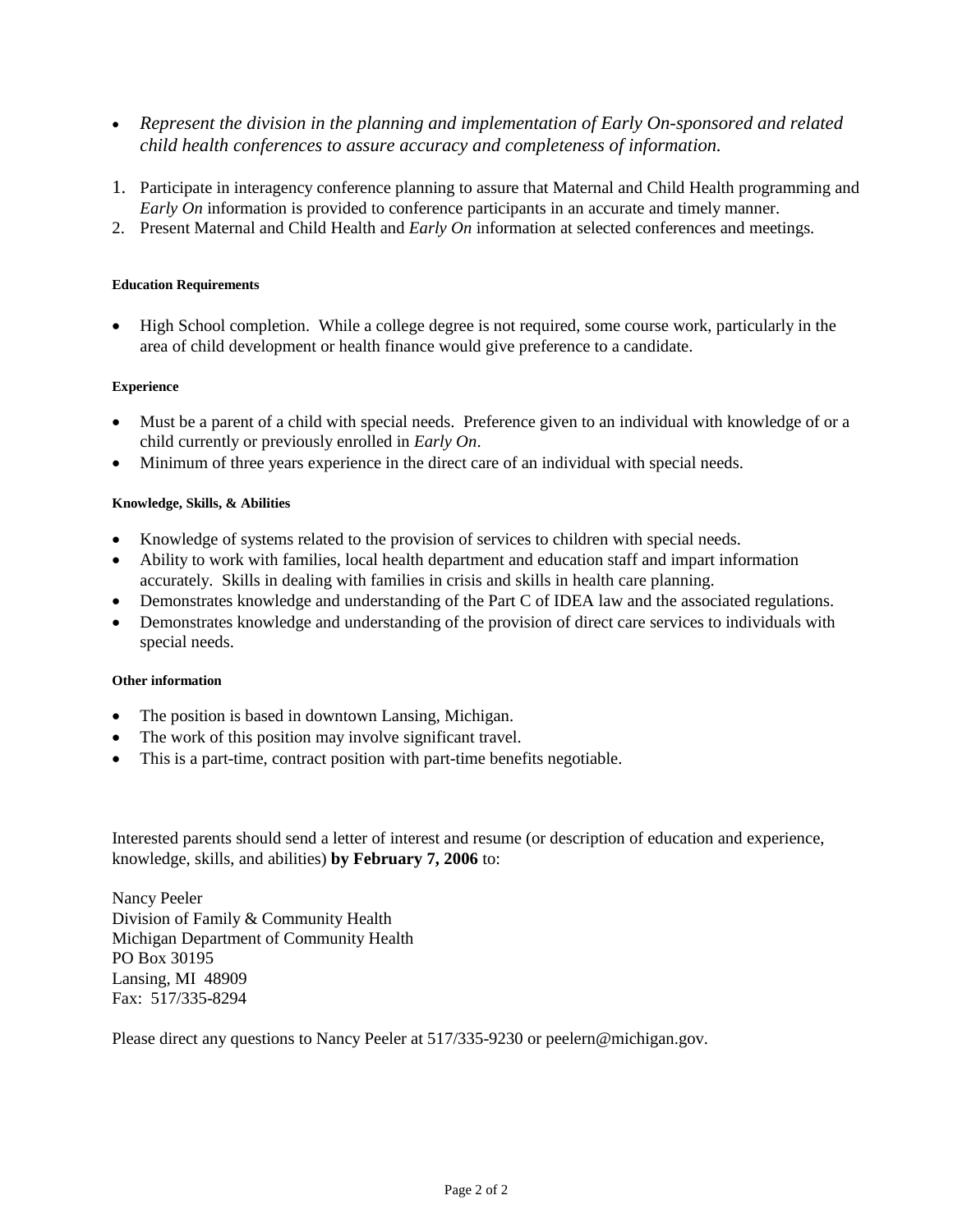- *Represent the division in the planning and implementation of Early On-sponsored and related child health conferences to assure accuracy and completeness of information.*

1. Participate in interagency conference planning to assure that Maternal and Child Health programming and *Early On* information is provided to conference participants in an accurate and timely manner.
2. Present Maternal and Child Health and *Early On* information at selected conferences and meetings.

#### Education Requirements

- High School completion. While a college degree is not required, some course work, particularly in the area of child development or health finance would give preference to a candidate.

#### Experience

- Must be a parent of a child with special needs. Preference given to an individual with knowledge of or a child currently or previously enrolled in *Early On*.
- Minimum of three years experience in the direct care of an individual with special needs.

#### Knowledge, Skills, & Abilities

- Knowledge of systems related to the provision of services to children with special needs.
- Ability to work with families, local health department and education staff and impart information accurately. Skills in dealing with families in crisis and skills in health care planning.
- Demonstrates knowledge and understanding of the Part C of IDEA law and the associated regulations.
- Demonstrates knowledge and understanding of the provision of direct care services to individuals with special needs.

#### Other information

- The position is based in downtown Lansing, Michigan.
- The work of this position may involve significant travel.
- This is a part-time, contract position with part-time benefits negotiable.

Interested parents should send a letter of interest and resume (or description of education and experience, knowledge, skills, and abilities) **by February 7, 2006** to:

Nancy Peeler
Division of Family & Community Health
Michigan Department of Community Health
PO Box 30195
Lansing, MI 48909
Fax: 517/335-8294

Please direct any questions to Nancy Peeler at 517/335-9230 or peelern@michigan.gov.